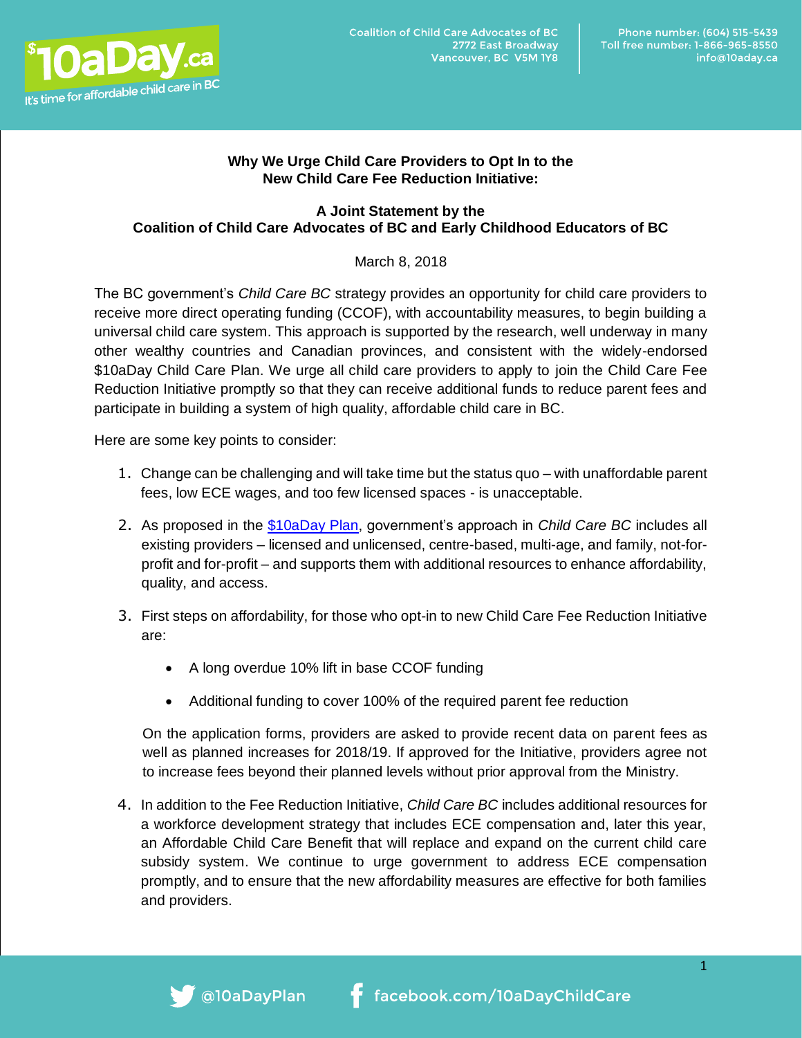Coalition of Child Care Advocates of BC
2772 East Broadway
Vancouver, BC V5M 1Y8

Phone number: (604) 515-5439
Toll free number: 1-866-965-8550
info@10aday.ca

## Why We Urge Child Care Providers to Opt In to the New Child Care Fee Reduction Initiative:

### A Joint Statement by the Coalition of Child Care Advocates of BC and Early Childhood Educators of BC

March 8, 2018

The BC government's *Child Care BC* strategy provides an opportunity for child care providers to receive more direct operating funding (CCOF), with accountability measures, to begin building a universal child care system. This approach is supported by the research, well underway in many other wealthy countries and Canadian provinces, and consistent with the widely-endorsed $10aDay Child Care Plan. We urge all child care providers to apply to join the Child Care Fee Reduction Initiative promptly so that they can receive additional funds to reduce parent fees and participate in building a system of high quality, affordable child care in BC.

Here are some key points to consider:

1. Change can be challenging and will take time but the status quo – with unaffordable parent fees, low ECE wages, and too few licensed spaces - is unacceptable.

2. As proposed in the $10aDay Plan, government's approach in *Child Care BC* includes all existing providers – licensed and unlicensed, centre-based, multi-age, and family, not-for-profit and for-profit – and supports them with additional resources to enhance affordability, quality, and access.

3. First steps on affordability, for those who opt-in to new Child Care Fee Reduction Initiative are:

   - A long overdue 10% lift in base CCOF funding
   - Additional funding to cover 100% of the required parent fee reduction

   On the application forms, providers are asked to provide recent data on parent fees as well as planned increases for 2018/19. If approved for the Initiative, providers agree not to increase fees beyond their planned levels without prior approval from the Ministry.

4. In addition to the Fee Reduction Initiative, *Child Care BC* includes additional resources for a workforce development strategy that includes ECE compensation and, later this year, an Affordable Child Care Benefit that will replace and expand on the current child care subsidy system. We continue to urge government to address ECE compensation promptly, and to ensure that the new affordability measures are effective for both families and providers.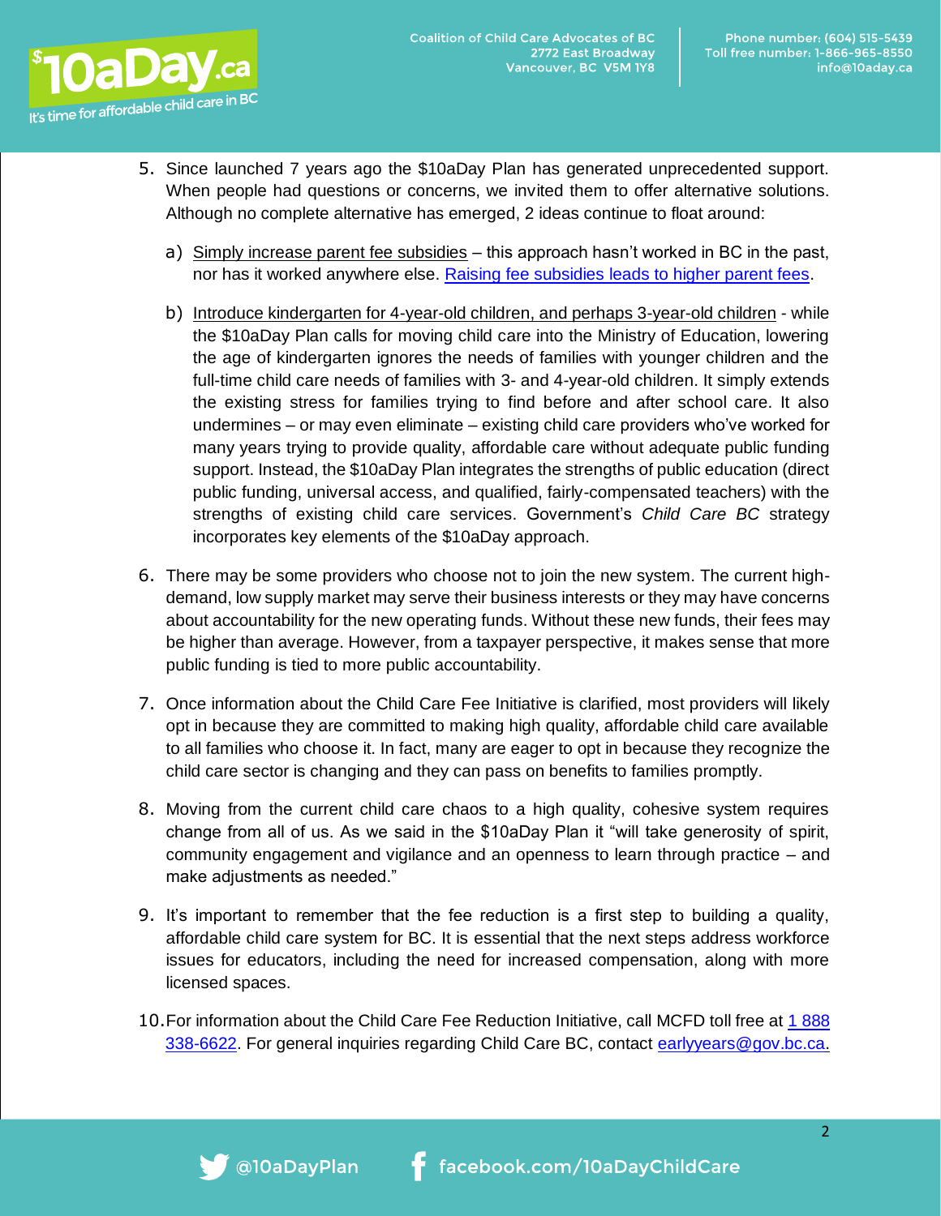5. Since launched 7 years ago the $10aDay Plan has generated unprecedented support. When people had questions or concerns, we invited them to offer alternative solutions. Although no complete alternative has emerged, 2 ideas continue to float around:

   a) Simply increase parent fee subsidies – this approach hasn't worked in BC in the past, nor has it worked anywhere else. Raising fee subsidies leads to higher parent fees.

   b) Introduce kindergarten for 4-year-old children, and perhaps 3-year-old children - while the $10aDay Plan calls for moving child care into the Ministry of Education, lowering the age of kindergarten ignores the needs of families with younger children and the full-time child care needs of families with 3- and 4-year-old children. It simply extends the existing stress for families trying to find before and after school care. It also undermines – or may even eliminate – existing child care providers who've worked for many years trying to provide quality, affordable care without adequate public funding support. Instead, the $10aDay Plan integrates the strengths of public education (direct public funding, universal access, and qualified, fairly-compensated teachers) with the strengths of existing child care services. Government's *Child Care BC* strategy incorporates key elements of the $10aDay approach.

6. There may be some providers who choose not to join the new system. The current high-demand, low supply market may serve their business interests or they may have concerns about accountability for the new operating funds. Without these new funds, their fees may be higher than average. However, from a taxpayer perspective, it makes sense that more public funding is tied to more public accountability.

7. Once information about the Child Care Fee Initiative is clarified, most providers will likely opt in because they are committed to making high quality, affordable child care available to all families who choose it. In fact, many are eager to opt in because they recognize the child care sector is changing and they can pass on benefits to families promptly.

8. Moving from the current child care chaos to a high quality, cohesive system requires change from all of us. As we said in the $10aDay Plan it "will take generosity of spirit, community engagement and vigilance and an openness to learn through practice – and make adjustments as needed."

9. It's important to remember that the fee reduction is a first step to building a quality, affordable child care system for BC. It is essential that the next steps address workforce issues for educators, including the need for increased compensation, along with more licensed spaces.

10. For information about the Child Care Fee Reduction Initiative, call MCFD toll free at 1 888 338-6622. For general inquiries regarding Child Care BC, contact earlyyears@gov.bc.ca.